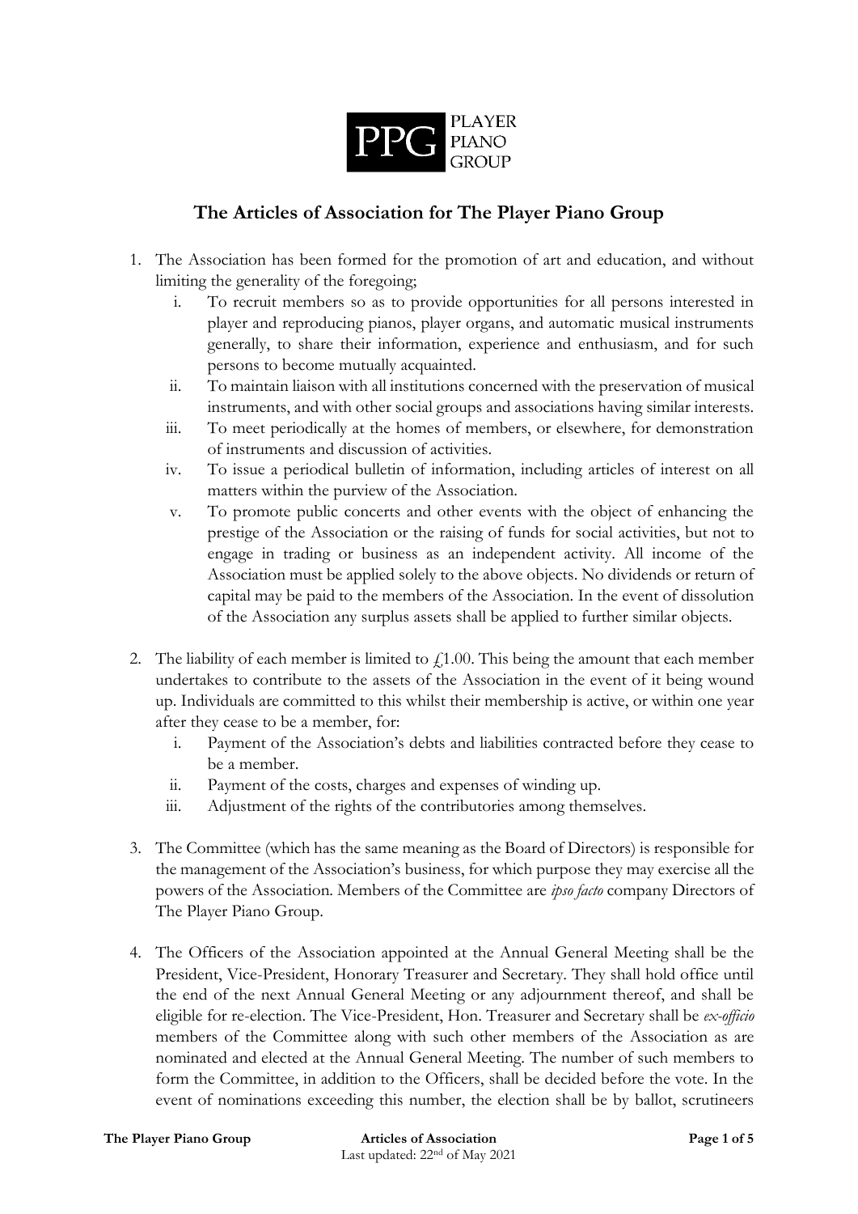# The Articles of Association for The Player Piano Group

1. The Association has been formed for the promotion of art and education, and without limiting the generality of the foregoing;
   i. To recruit members so as to provide opportunities for all persons interested in player and reproducing pianos, player organs, and automatic musical instruments generally, to share their information, experience and enthusiasm, and for such persons to become mutually acquainted.
   ii. To maintain liaison with all institutions concerned with the preservation of musical instruments, and with other social groups and associations having similar interests.
   iii. To meet periodically at the homes of members, or elsewhere, for demonstration of instruments and discussion of activities.
   iv. To issue a periodical bulletin of information, including articles of interest on all matters within the purview of the Association.
   v. To promote public concerts and other events with the object of enhancing the prestige of the Association or the raising of funds for social activities, but not to engage in trading or business as an independent activity. All income of the Association must be applied solely to the above objects. No dividends or return of capital may be paid to the members of the Association. In the event of dissolution of the Association any surplus assets shall be applied to further similar objects.

2. The liability of each member is limited to £1.00. This being the amount that each member undertakes to contribute to the assets of the Association in the event of it being wound up. Individuals are committed to this whilst their membership is active, or within one year after they cease to be a member, for:
   i. Payment of the Association's debts and liabilities contracted before they cease to be a member.
   ii. Payment of the costs, charges and expenses of winding up.
   iii. Adjustment of the rights of the contributories among themselves.

3. The Committee (which has the same meaning as the Board of Directors) is responsible for the management of the Association's business, for which purpose they may exercise all the powers of the Association. Members of the Committee are *ipso facto* company Directors of The Player Piano Group.

4. The Officers of the Association appointed at the Annual General Meeting shall be the President, Vice-President, Honorary Treasurer and Secretary. They shall hold office until the end of the next Annual General Meeting or any adjournment thereof, and shall be eligible for re-election. The Vice-President, Hon. Treasurer and Secretary shall be *ex-officio* members of the Committee along with such other members of the Association as are nominated and elected at the Annual General Meeting. The number of such members to form the Committee, in addition to the Officers, shall be decided before the vote. In the event of nominations exceeding this number, the election shall be by ballot, scrutineers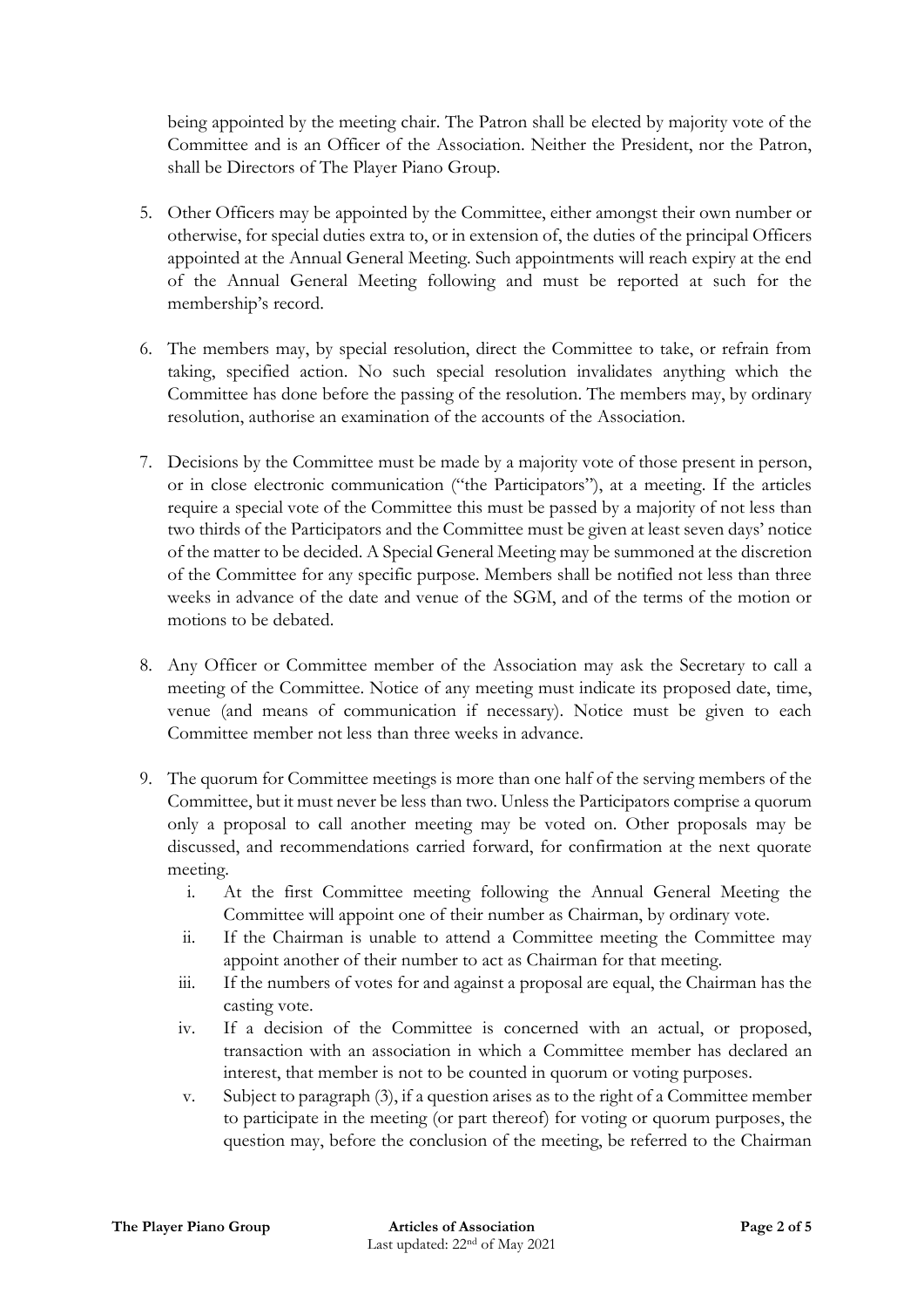being appointed by the meeting chair. The Patron shall be elected by majority vote of the Committee and is an Officer of the Association. Neither the President, nor the Patron, shall be Directors of The Player Piano Group.

5. Other Officers may be appointed by the Committee, either amongst their own number or otherwise, for special duties extra to, or in extension of, the duties of the principal Officers appointed at the Annual General Meeting. Such appointments will reach expiry at the end of the Annual General Meeting following and must be reported at such for the membership's record.

6. The members may, by special resolution, direct the Committee to take, or refrain from taking, specified action. No such special resolution invalidates anything which the Committee has done before the passing of the resolution. The members may, by ordinary resolution, authorise an examination of the accounts of the Association.

7. Decisions by the Committee must be made by a majority vote of those present in person, or in close electronic communication ("the Participators"), at a meeting. If the articles require a special vote of the Committee this must be passed by a majority of not less than two thirds of the Participators and the Committee must be given at least seven days' notice of the matter to be decided. A Special General Meeting may be summoned at the discretion of the Committee for any specific purpose. Members shall be notified not less than three weeks in advance of the date and venue of the SGM, and of the terms of the motion or motions to be debated.

8. Any Officer or Committee member of the Association may ask the Secretary to call a meeting of the Committee. Notice of any meeting must indicate its proposed date, time, venue (and means of communication if necessary). Notice must be given to each Committee member not less than three weeks in advance.

9. The quorum for Committee meetings is more than one half of the serving members of the Committee, but it must never be less than two. Unless the Participators comprise a quorum only a proposal to call another meeting may be voted on. Other proposals may be discussed, and recommendations carried forward, for confirmation at the next quorate meeting.
   i. At the first Committee meeting following the Annual General Meeting the Committee will appoint one of their number as Chairman, by ordinary vote.
   ii. If the Chairman is unable to attend a Committee meeting the Committee may appoint another of their number to act as Chairman for that meeting.
   iii. If the numbers of votes for and against a proposal are equal, the Chairman has the casting vote.
   iv. If a decision of the Committee is concerned with an actual, or proposed, transaction with an association in which a Committee member has declared an interest, that member is not to be counted in quorum or voting purposes.
   v. Subject to paragraph (3), if a question arises as to the right of a Committee member to participate in the meeting (or part thereof) for voting or quorum purposes, the question may, before the conclusion of the meeting, be referred to the Chairman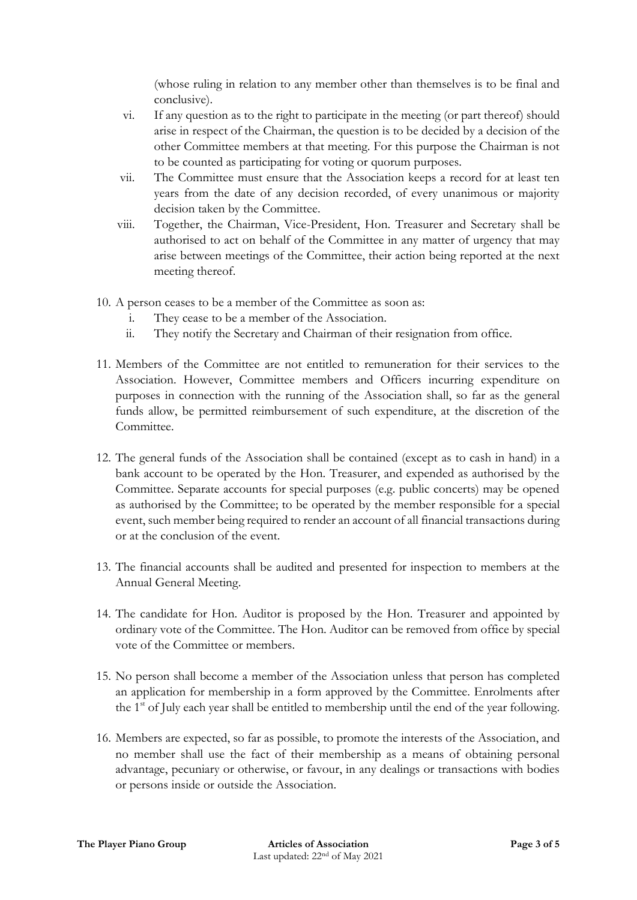(whose ruling in relation to any member other than themselves is to be final and conclusive).

vi. If any question as to the right to participate in the meeting (or part thereof) should arise in respect of the Chairman, the question is to be decided by a decision of the other Committee members at that meeting. For this purpose the Chairman is not to be counted as participating for voting or quorum purposes.

vii. The Committee must ensure that the Association keeps a record for at least ten years from the date of any decision recorded, of every unanimous or majority decision taken by the Committee.

viii. Together, the Chairman, Vice-President, Hon. Treasurer and Secretary shall be authorised to act on behalf of the Committee in any matter of urgency that may arise between meetings of the Committee, their action being reported at the next meeting thereof.

10. A person ceases to be a member of the Committee as soon as:
    i. They cease to be a member of the Association.
    ii. They notify the Secretary and Chairman of their resignation from office.

11. Members of the Committee are not entitled to remuneration for their services to the Association. However, Committee members and Officers incurring expenditure on purposes in connection with the running of the Association shall, so far as the general funds allow, be permitted reimbursement of such expenditure, at the discretion of the Committee.

12. The general funds of the Association shall be contained (except as to cash in hand) in a bank account to be operated by the Hon. Treasurer, and expended as authorised by the Committee. Separate accounts for special purposes (e.g. public concerts) may be opened as authorised by the Committee; to be operated by the member responsible for a special event, such member being required to render an account of all financial transactions during or at the conclusion of the event.

13. The financial accounts shall be audited and presented for inspection to members at the Annual General Meeting.

14. The candidate for Hon. Auditor is proposed by the Hon. Treasurer and appointed by ordinary vote of the Committee. The Hon. Auditor can be removed from office by special vote of the Committee or members.

15. No person shall become a member of the Association unless that person has completed an application for membership in a form approved by the Committee. Enrolments after the 1st of July each year shall be entitled to membership until the end of the year following.

16. Members are expected, so far as possible, to promote the interests of the Association, and no member shall use the fact of their membership as a means of obtaining personal advantage, pecuniary or otherwise, or favour, in any dealings or transactions with bodies or persons inside or outside the Association.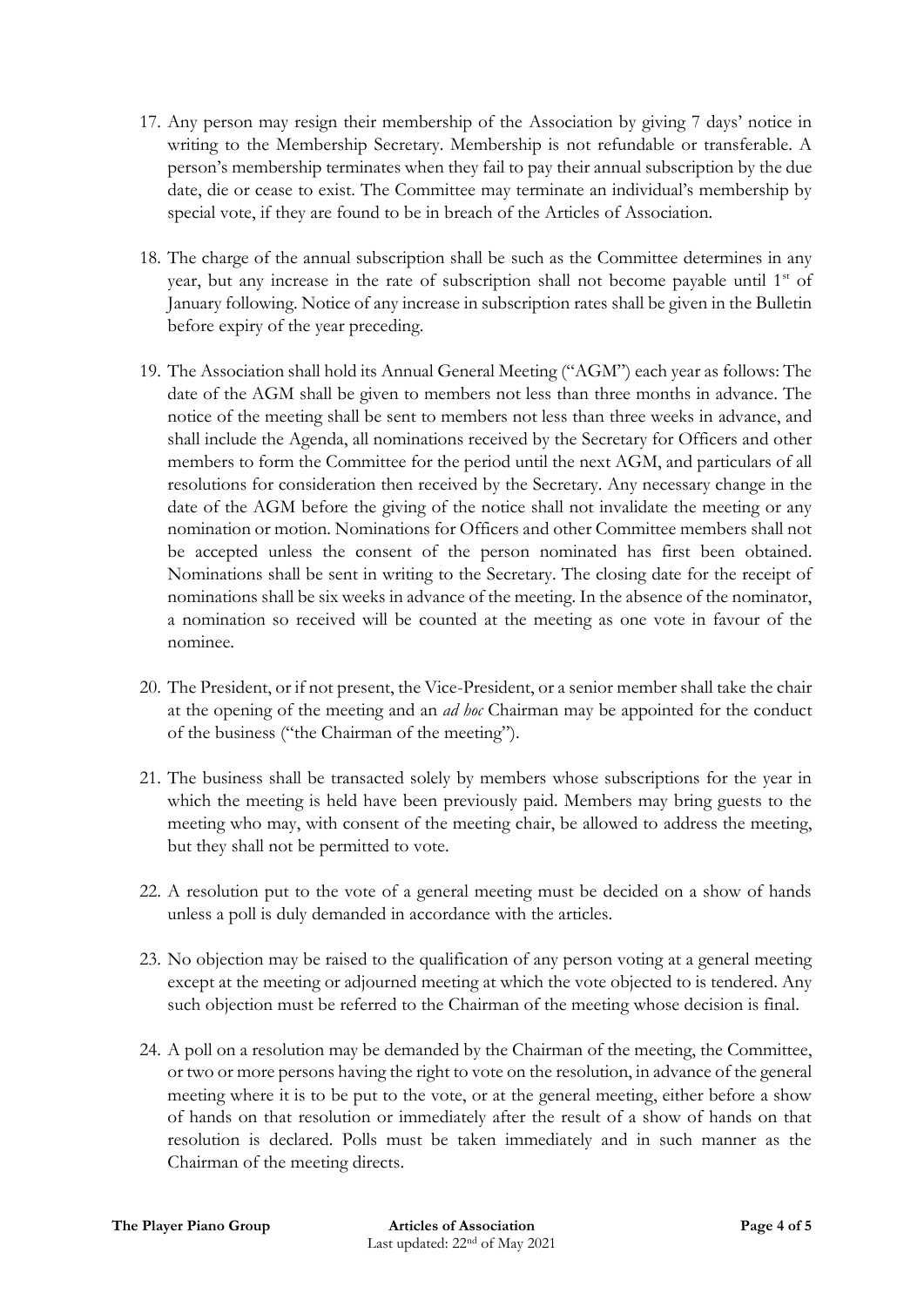17. Any person may resign their membership of the Association by giving 7 days' notice in writing to the Membership Secretary. Membership is not refundable or transferable. A person's membership terminates when they fail to pay their annual subscription by the due date, die or cease to exist. The Committee may terminate an individual's membership by special vote, if they are found to be in breach of the Articles of Association.

18. The charge of the annual subscription shall be such as the Committee determines in any year, but any increase in the rate of subscription shall not become payable until 1st of January following. Notice of any increase in subscription rates shall be given in the Bulletin before expiry of the year preceding.

19. The Association shall hold its Annual General Meeting ("AGM") each year as follows: The date of the AGM shall be given to members not less than three months in advance. The notice of the meeting shall be sent to members not less than three weeks in advance, and shall include the Agenda, all nominations received by the Secretary for Officers and other members to form the Committee for the period until the next AGM, and particulars of all resolutions for consideration then received by the Secretary. Any necessary change in the date of the AGM before the giving of the notice shall not invalidate the meeting or any nomination or motion. Nominations for Officers and other Committee members shall not be accepted unless the consent of the person nominated has first been obtained. Nominations shall be sent in writing to the Secretary. The closing date for the receipt of nominations shall be six weeks in advance of the meeting. In the absence of the nominator, a nomination so received will be counted at the meeting as one vote in favour of the nominee.

20. The President, or if not present, the Vice-President, or a senior member shall take the chair at the opening of the meeting and an *ad hoc* Chairman may be appointed for the conduct of the business ("the Chairman of the meeting").

21. The business shall be transacted solely by members whose subscriptions for the year in which the meeting is held have been previously paid. Members may bring guests to the meeting who may, with consent of the meeting chair, be allowed to address the meeting, but they shall not be permitted to vote.

22. A resolution put to the vote of a general meeting must be decided on a show of hands unless a poll is duly demanded in accordance with the articles.

23. No objection may be raised to the qualification of any person voting at a general meeting except at the meeting or adjourned meeting at which the vote objected to is tendered. Any such objection must be referred to the Chairman of the meeting whose decision is final.

24. A poll on a resolution may be demanded by the Chairman of the meeting, the Committee, or two or more persons having the right to vote on the resolution, in advance of the general meeting where it is to be put to the vote, or at the general meeting, either before a show of hands on that resolution or immediately after the result of a show of hands on that resolution is declared. Polls must be taken immediately and in such manner as the Chairman of the meeting directs.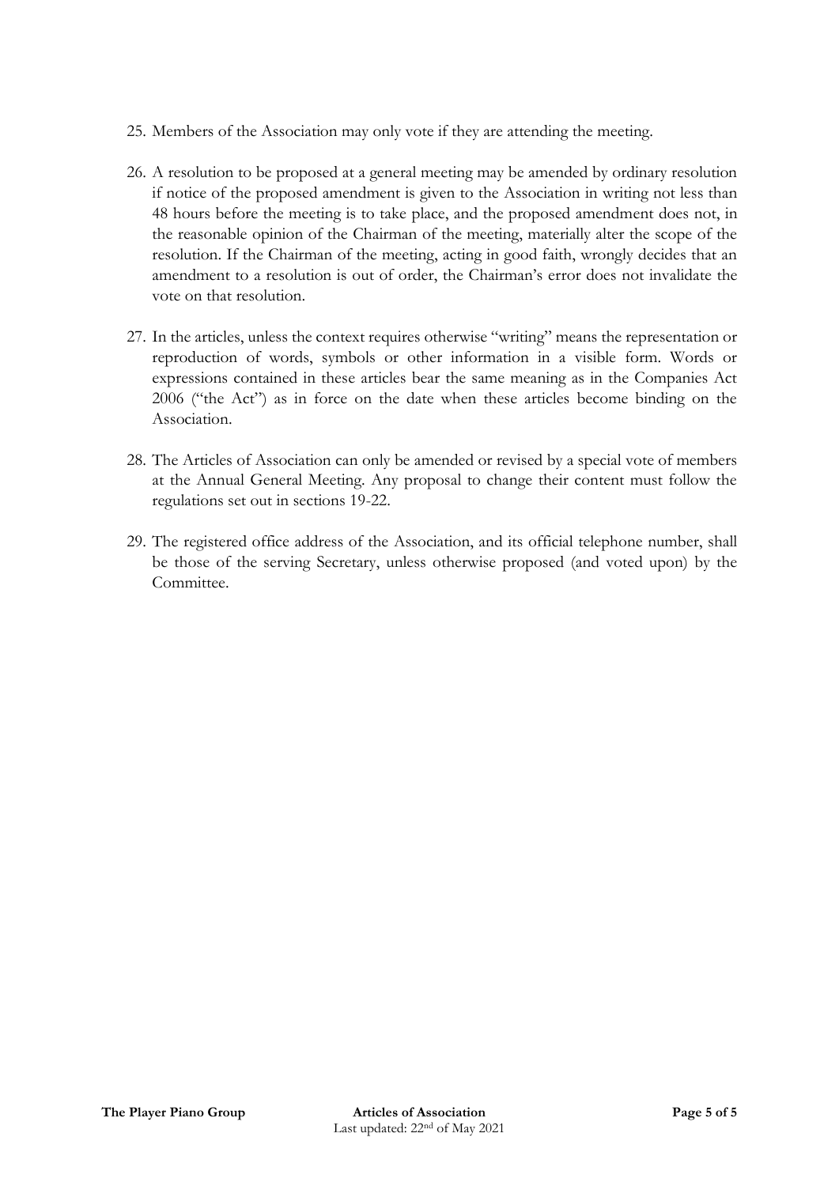25. Members of the Association may only vote if they are attending the meeting.

26. A resolution to be proposed at a general meeting may be amended by ordinary resolution if notice of the proposed amendment is given to the Association in writing not less than 48 hours before the meeting is to take place, and the proposed amendment does not, in the reasonable opinion of the Chairman of the meeting, materially alter the scope of the resolution. If the Chairman of the meeting, acting in good faith, wrongly decides that an amendment to a resolution is out of order, the Chairman's error does not invalidate the vote on that resolution.

27. In the articles, unless the context requires otherwise "writing" means the representation or reproduction of words, symbols or other information in a visible form. Words or expressions contained in these articles bear the same meaning as in the Companies Act 2006 ("the Act") as in force on the date when these articles become binding on the Association.

28. The Articles of Association can only be amended or revised by a special vote of members at the Annual General Meeting. Any proposal to change their content must follow the regulations set out in sections 19-22.

29. The registered office address of the Association, and its official telephone number, shall be those of the serving Secretary, unless otherwise proposed (and voted upon) by the Committee.